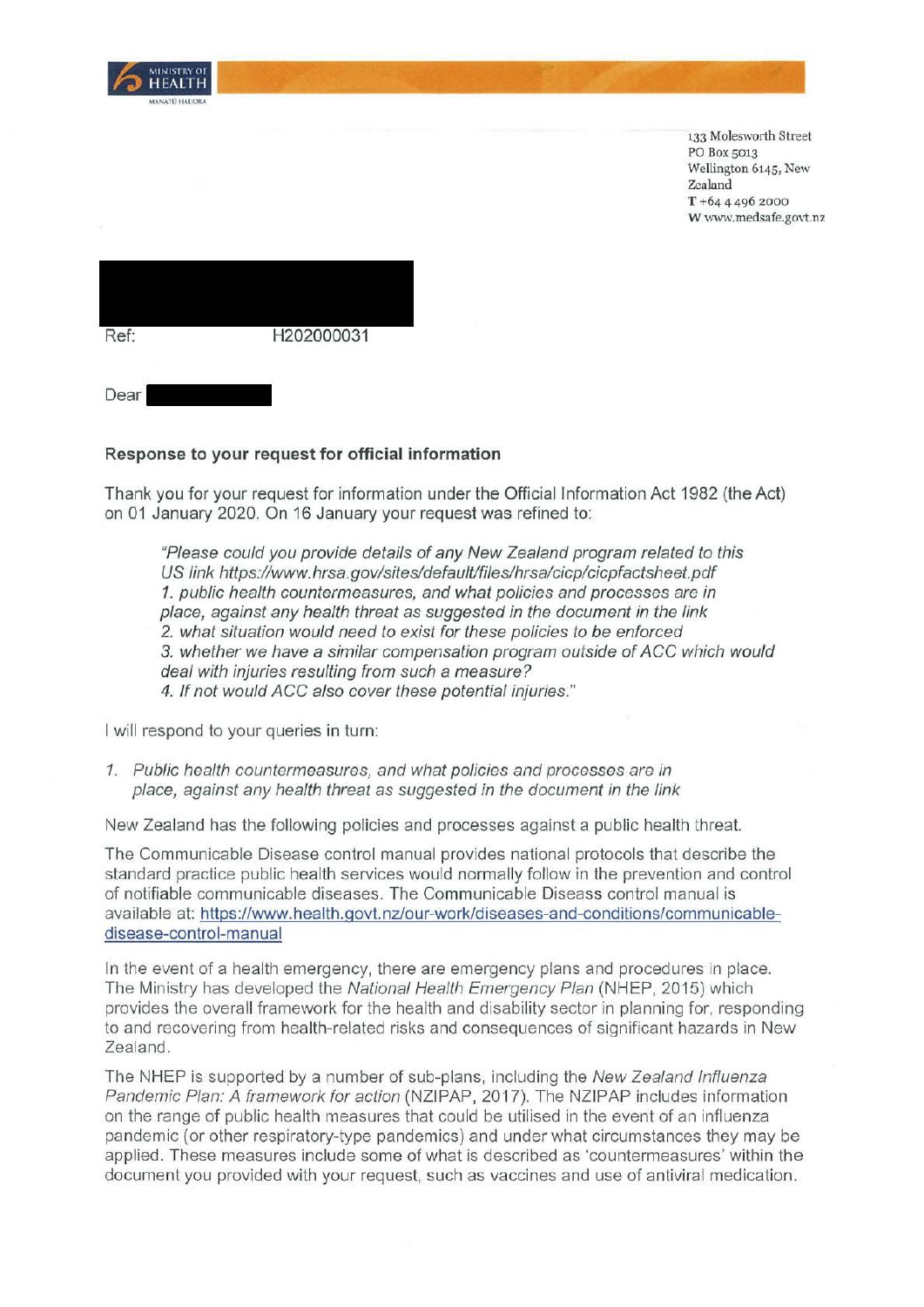MINISTRY OF HEALTH
MANATŪ HAUORA

133 Molesworth Street
PO Box 5013
Wellington 6145, New Zealand
T +64 4 496 2000
W www.medsafe.govt.nz

Ref: H202000031

Dear

**Response to your request for official information**

Thank you for your request for information under the Official Information Act 1982 (the Act) on 01 January 2020. On 16 January your request was refined to:

> *"Please could you provide details of any New Zealand program related to this US link https://www.hrsa.gov/sites/default/files/hrsa/cicp/cicpfactsheet.pdf*
> *1. public health countermeasures, and what policies and processes are in place, against any health threat as suggested in the document in the link*
> *2. what situation would need to exist for these policies to be enforced*
> *3. whether we have a similar compensation program outside of ACC which would deal with injuries resulting from such a measure?*
> *4. If not would ACC also cover these potential injuries."*

I will respond to your queries in turn:

1. *Public health countermeasures, and what policies and processes are in place, against any health threat as suggested in the document in the link*

New Zealand has the following policies and processes against a public health threat.

The Communicable Disease control manual provides national protocols that describe the standard practice public health services would normally follow in the prevention and control of notifiable communicable diseases. The Communicable Disease control manual is available at: https://www.health.govt.nz/our-work/diseases-and-conditions/communicable-disease-control-manual

In the event of a health emergency, there are emergency plans and procedures in place. The Ministry has developed the *National Health Emergency Plan* (NHEP, 2015) which provides the overall framework for the health and disability sector in planning for, responding to and recovering from health-related risks and consequences of significant hazards in New Zealand.

The NHEP is supported by a number of sub-plans, including the *New Zealand Influenza Pandemic Plan: A framework for action* (NZIPAP, 2017). The NZIPAP includes information on the range of public health measures that could be utilised in the event of an influenza pandemic (or other respiratory-type pandemics) and under what circumstances they may be applied. These measures include some of what is described as 'countermeasures' within the document you provided with your request, such as vaccines and use of antiviral medication.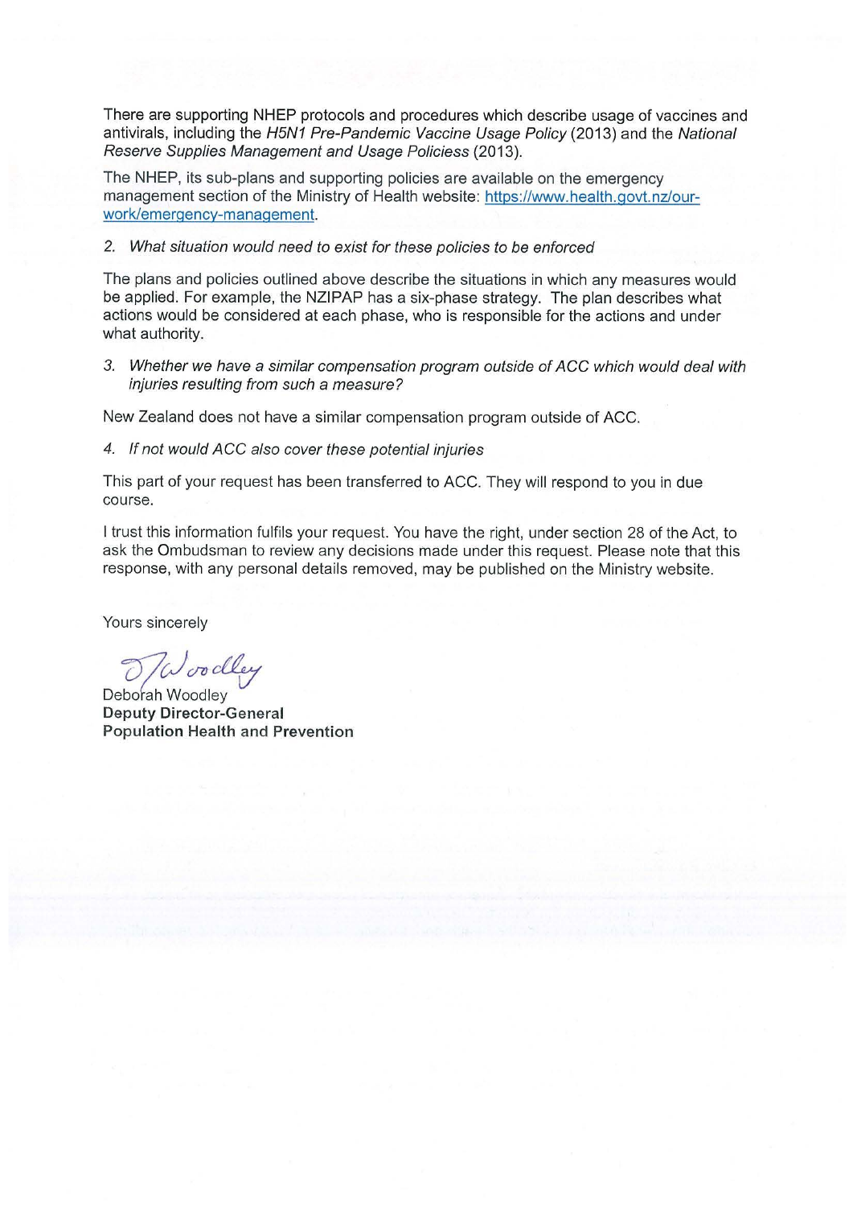There are supporting NHEP protocols and procedures which describe usage of vaccines and antivirals, including the *H5N1 Pre-Pandemic Vaccine Usage Policy* (2013) and the *National Reserve Supplies Management and Usage Policiess* (2013).

The NHEP, its sub-plans and supporting policies are available on the emergency management section of the Ministry of Health website: [https://www.health.govt.nz/our-work/emergency-management](https://www.health.govt.nz/our-work/emergency-management).

2. *What situation would need to exist for these policies to be enforced*

The plans and policies outlined above describe the situations in which any measures would be applied. For example, the NZIPAP has a six-phase strategy. The plan describes what actions would be considered at each phase, who is responsible for the actions and under what authority.

3. *Whether we have a similar compensation program outside of ACC which would deal with injuries resulting from such a measure?*

New Zealand does not have a similar compensation program outside of ACC.

4. *If not would ACC also cover these potential injuries*

This part of your request has been transferred to ACC. They will respond to you in due course.

I trust this information fulfils your request. You have the right, under section 28 of the Act, to ask the Ombudsman to review any decisions made under this request. Please note that this response, with any personal details removed, may be published on the Ministry website.

Yours sincerely

D Woodley

Deborah Woodley
**Deputy Director-General**
**Population Health and Prevention**